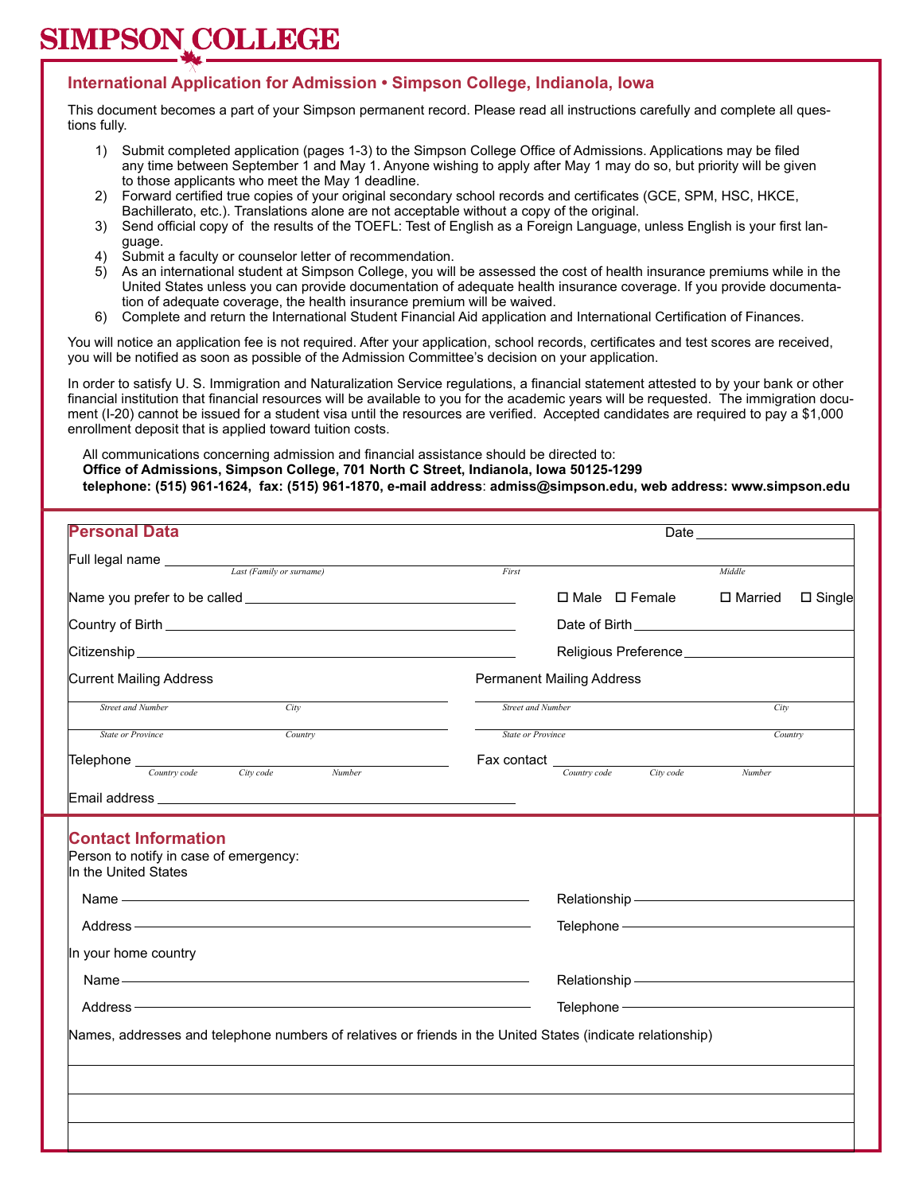# SIMPSON COLLEGE

## International Application for Admission • Simpson College, Indianola, Iowa

This document becomes a part of your Simpson permanent record. Please read all instructions carefully and complete all questions fully.

1) Submit completed application (pages 1-3) to the Simpson College Office of Admissions. Applications may be filed any time between September 1 and May 1. Anyone wishing to apply after May 1 may do so, but priority will be given to those applicants who meet the May 1 deadline.
2) Forward certified true copies of your original secondary school records and certificates (GCE, SPM, HSC, HKCE, Bachillerato, etc.). Translations alone are not acceptable without a copy of the original.
3) Send official copy of the results of the TOEFL: Test of English as a Foreign Language, unless English is your first language.
4) Submit a faculty or counselor letter of recommendation.
5) As an international student at Simpson College, you will be assessed the cost of health insurance premiums while in the United States unless you can provide documentation of adequate health insurance coverage. If you provide documentation of adequate coverage, the health insurance premium will be waived.
6) Complete and return the International Student Financial Aid application and International Certification of Finances.

You will notice an application fee is not required. After your application, school records, certificates and test scores are received, you will be notified as soon as possible of the Admission Committee's decision on your application.

In order to satisfy U. S. Immigration and Naturalization Service regulations, a financial statement attested to by your bank or other financial institution that financial resources will be available to you for the academic years will be requested. The immigration document (I-20) cannot be issued for a student visa until the resources are verified. Accepted candidates are required to pay a $1,000 enrollment deposit that is applied toward tuition costs.

All communications concerning admission and financial assistance should be directed to:
**Office of Admissions, Simpson College, 701 North C Street, Indianola, Iowa 50125-1299**
**telephone: (515) 961-1624, fax: (515) 961-1870, e-mail address**: **admiss@simpson.edu, web address: www.simpson.edu**

## Personal Data

Date ____________

Full legal name ____________________________________________
*Last (Family or surname)* *First* *Middle*

Name you prefer to be called ____________________ ☐ Male ☐ Female ☐ Married ☐ Single

Country of Birth ____________________ Date of Birth ____________________

Citizenship ____________________ Religious Preference ____________________

Current Mailing Address

____________________
*Street and Number* *City*

____________________
*State or Province* *Country*

Permanent Mailing Address

____________________
*Street and Number* *City*

____________________
*State or Province* *Country*

Telephone ____________________
*Country code* *City code* *Number*

Fax contact ____________________
*Country code* *City code* *Number*

Email address ____________________

## Contact Information

Person to notify in case of emergency:
In the United States

Name ____________________ Relationship ____________________

Address ____________________ Telephone ____________________

In your home country

Name ____________________ Relationship ____________________

Address ____________________ Telephone ____________________

Names, addresses and telephone numbers of relatives or friends in the United States (indicate relationship)

____________________

____________________

____________________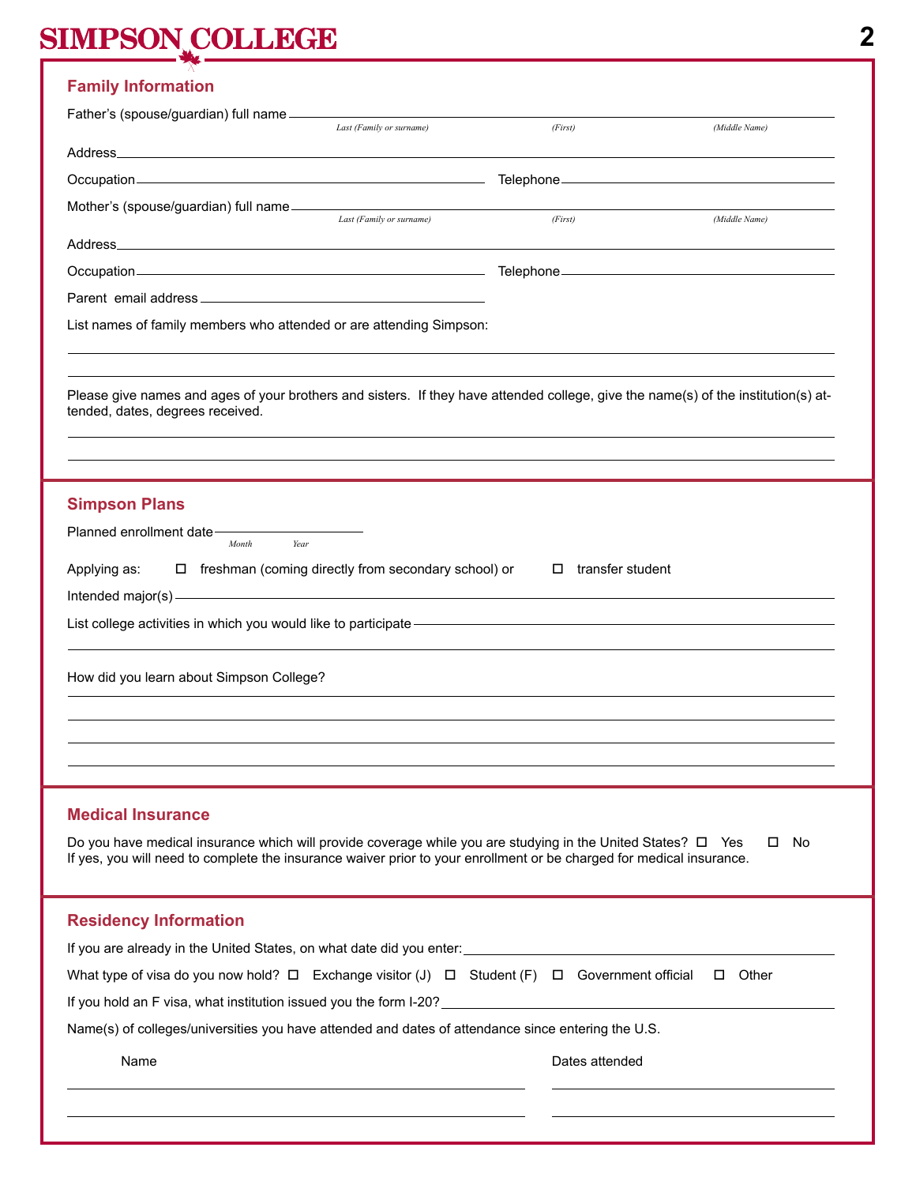# SIMPSON COLLEGE

## Family Information

Father's (spouse/guardian) full name ______________________________________________

*Last (Family or surname)* *(First)* *(Middle Name)*

Address ______________________________________________

Occupation ______________________ Telephone ______________________

Mother's (spouse/guardian) full name ______________________________________________

*Last (Family or surname)* *(First)* *(Middle Name)*

Address ______________________________________________

Occupation ______________________ Telephone ______________________

Parent email address ______________________

List names of family members who attended or are attending Simpson:

______________________________________________

______________________________________________

Please give names and ages of your brothers and sisters. If they have attended college, give the name(s) of the institution(s) attended, dates, degrees received.

______________________________________________

______________________________________________

## Simpson Plans

Planned enrollment date ______________________

*Month* *Year*

Applying as: ☐ freshman (coming directly from secondary school) or ☐ transfer student

Intended major(s) ______________________________________________

List college activities in which you would like to participate ______________________________________________

______________________________________________

How did you learn about Simpson College?

______________________________________________

______________________________________________

______________________________________________

______________________________________________

## Medical Insurance

Do you have medical insurance which will provide coverage while you are studying in the United States? ☐ Yes ☐ No
If yes, you will need to complete the insurance waiver prior to your enrollment or be charged for medical insurance.

## Residency Information

If you are already in the United States, on what date did you enter: ______________________

What type of visa do you now hold? ☐ Exchange visitor (J) ☐ Student (F) ☐ Government official ☐ Other

If you hold an F visa, what institution issued you the form I-20? ______________________

Name(s) of colleges/universities you have attended and dates of attendance since entering the U.S.

| Name | Dates attended |
|---|---|
| | |
| | |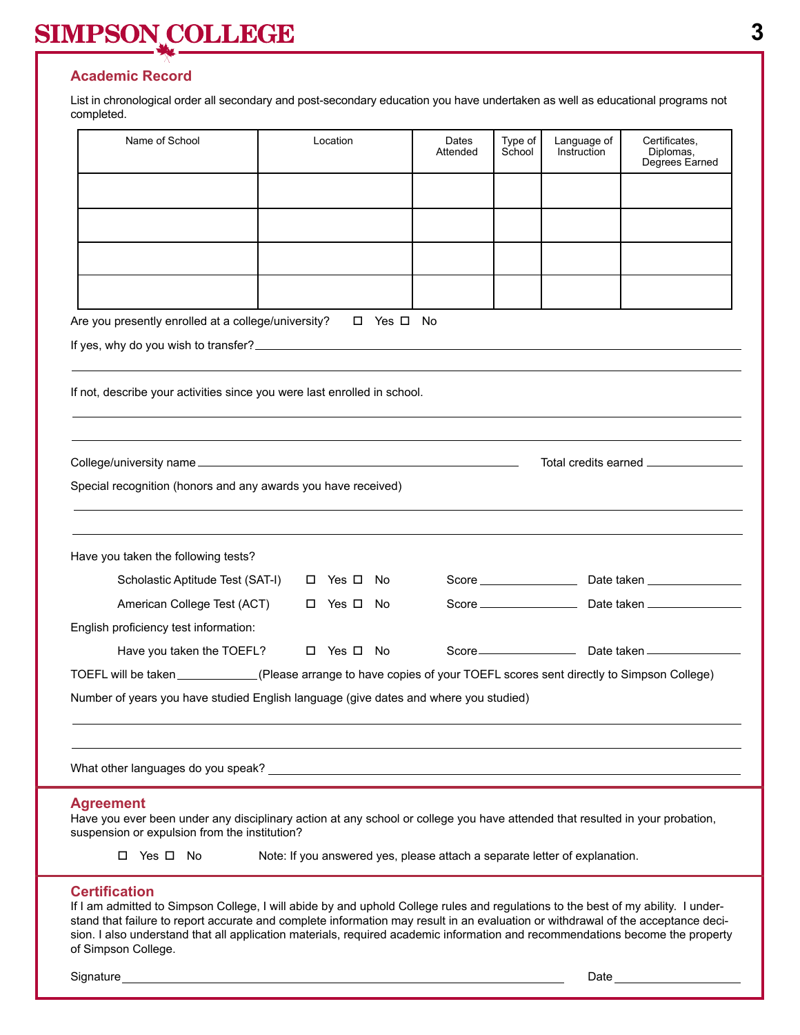## Academic Record

List in chronological order all secondary and post-secondary education you have undertaken as well as educational programs not completed.

| Name of School | Location | Dates Attended | Type of School | Language of Instruction | Certificates, Diplomas, Degrees Earned |
|---|---|---|---|---|---|
| | | | | | |
| | | | | | |
| | | | | | |
| | | | | | |

Are you presently enrolled at a college/university? ☐ Yes ☐ No

If yes, why do you wish to transfer? \_\_\_\_\_\_\_\_\_\_\_\_\_\_\_\_\_\_\_\_\_\_\_\_\_\_\_\_\_\_\_\_\_\_\_\_\_\_\_\_

If not, describe your activities since you were last enrolled in school.

College/university name \_\_\_\_\_\_\_\_\_\_\_\_\_\_\_\_\_\_\_\_\_\_\_\_\_\_\_\_ Total credits earned \_\_\_\_\_\_\_\_\_\_

Special recognition (honors and any awards you have received)

Have you taken the following tests?

Scholastic Aptitude Test (SAT-I) ☐ Yes ☐ No Score \_\_\_\_\_\_\_\_\_\_ Date taken \_\_\_\_\_\_\_\_\_\_

American College Test (ACT) ☐ Yes ☐ No Score \_\_\_\_\_\_\_\_\_\_ Date taken \_\_\_\_\_\_\_\_\_\_

English proficiency test information:

Have you taken the TOEFL? ☐ Yes ☐ No Score \_\_\_\_\_\_\_\_\_\_ Date taken \_\_\_\_\_\_\_\_\_\_

TOEFL will be taken \_\_\_\_\_\_\_\_\_\_ (Please arrange to have copies of your TOEFL scores sent directly to Simpson College)

Number of years you have studied English language (give dates and where you studied)

What other languages do you speak? \_\_\_\_\_\_\_\_\_\_\_\_\_\_\_\_\_\_\_\_\_\_\_\_\_\_\_\_\_\_\_\_\_\_\_\_\_\_\_\_

## Agreement

Have you ever been under any disciplinary action at any school or college you have attended that resulted in your probation, suspension or expulsion from the institution?

☐ Yes ☐ No Note: If you answered yes, please attach a separate letter of explanation.

## Certification

If I am admitted to Simpson College, I will abide by and uphold College rules and regulations to the best of my ability. I understand that failure to report accurate and complete information may result in an evaluation or withdrawal of the acceptance decision. I also understand that all application materials, required academic information and recommendations become the property of Simpson College.

Signature \_\_\_\_\_\_\_\_\_\_\_\_\_\_\_\_\_\_\_\_\_\_\_\_\_\_\_\_\_\_\_\_\_\_\_\_\_\_\_\_ Date \_\_\_\_\_\_\_\_\_\_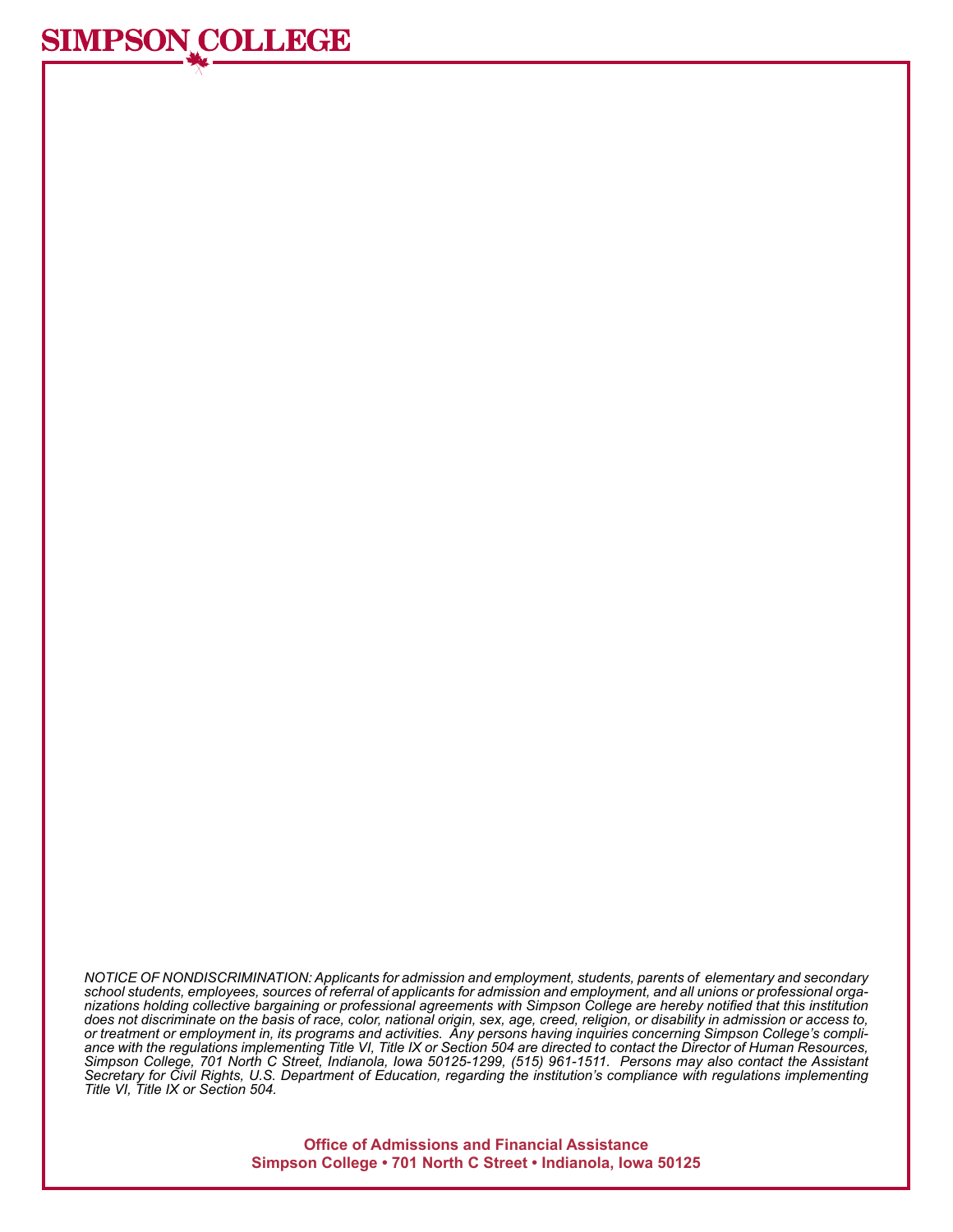**SIMPSON COLLEGE**

*NOTICE OF NONDISCRIMINATION: Applicants for admission and employment, students, parents of elementary and secondary school students, employees, sources of referral of applicants for admission and employment, and all unions or professional organizations holding collective bargaining or professional agreements with Simpson College are hereby notified that this institution does not discriminate on the basis of race, color, national origin, sex, age, creed, religion, or disability in admission or access to, or treatment or employment in, its programs and activities. Any persons having inquiries concerning Simpson College's compliance with the regulations implementing Title VI, Title IX or Section 504 are directed to contact the Director of Human Resources, Simpson College, 701 North C Street, Indianola, Iowa 50125-1299, (515) 961-1511. Persons may also contact the Assistant Secretary for Civil Rights, U.S. Department of Education, regarding the institution's compliance with regulations implementing Title VI, Title IX or Section 504.*

**Office of Admissions and Financial Assistance**
**Simpson College • 701 North C Street • Indianola, Iowa 50125**